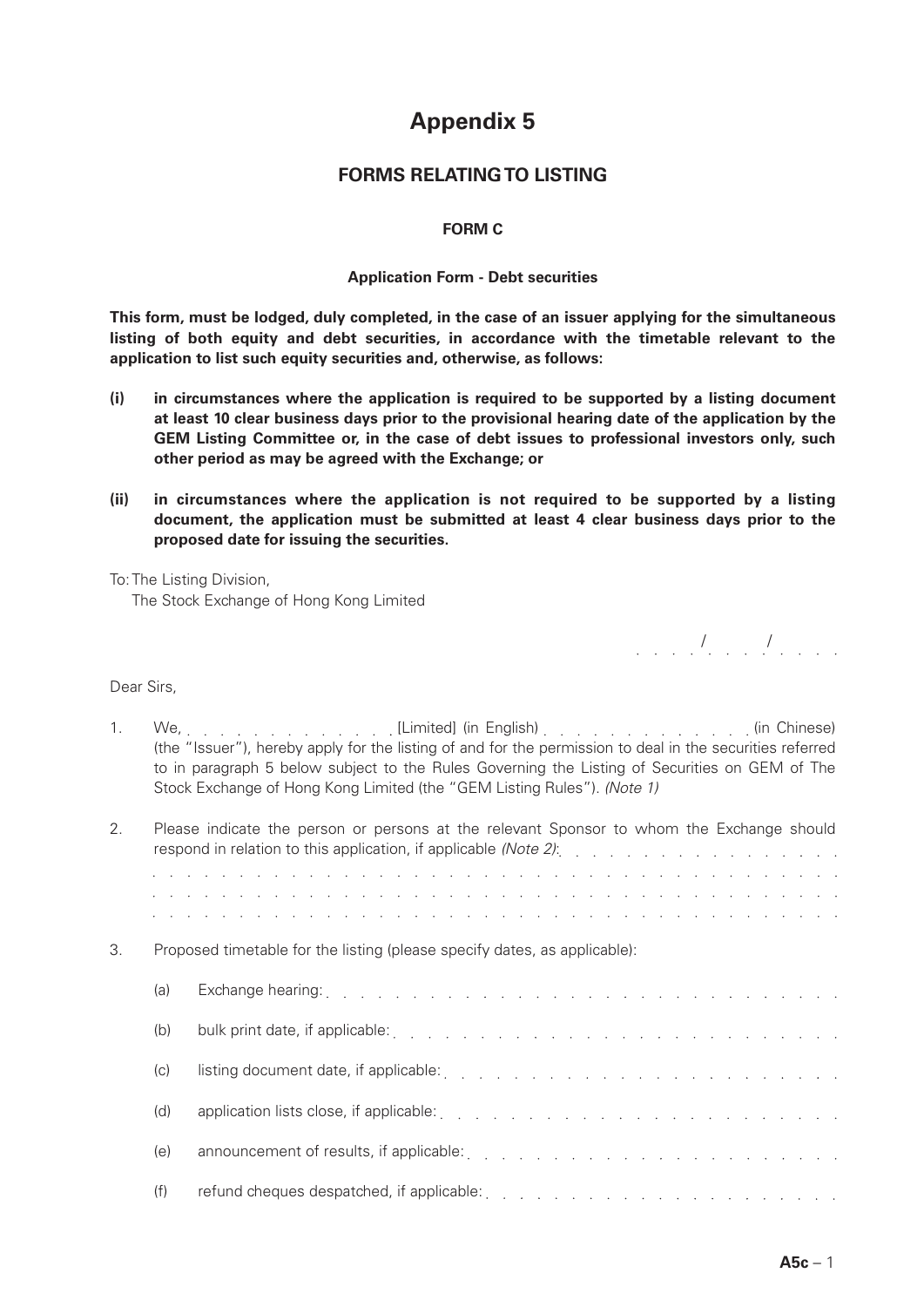# Appendix 5

## FORMS RELATING TO LISTING

### FORM C

**Application Form - Debt securities**

**This form, must be lodged, duly completed, in the case of an issuer applying for the simultaneous listing of both equity and debt securities, in accordance with the timetable relevant to the application to list such equity securities and, otherwise, as follows:**

**(i) in circumstances where the application is required to be supported by a listing document at least 10 clear business days prior to the provisional hearing date of the application by the GEM Listing Committee or, in the case of debt issues to professional investors only, such other period as may be agreed with the Exchange; or**

**(ii) in circumstances where the application is not required to be supported by a listing document, the application must be submitted at least 4 clear business days prior to the proposed date for issuing the securities.**

To: The Listing Division,
The Stock Exchange of Hong Kong Limited

. . . . / . . . . / . . . .

Dear Sirs,

1. We, . . . . . . . . . . . . . . [Limited] (in English) . . . . . . . . . . . . . . (in Chinese) (the "Issuer"), hereby apply for the listing of and for the permission to deal in the securities referred to in paragraph 5 below subject to the Rules Governing the Listing of Securities on GEM of The Stock Exchange of Hong Kong Limited (the "GEM Listing Rules"). *(Note 1)*

2. Please indicate the person or persons at the relevant Sponsor to whom the Exchange should respond in relation to this application, if applicable *(Note 2)*: . . . . . . . . . . . . . . . . . . . .
. . . . . . . . . . . . . . . . . . . . . . . . . . . . . . . . . . . . . . . . . . . . . . . . . . . . . . . . . . . .
. . . . . . . . . . . . . . . . . . . . . . . . . . . . . . . . . . . . . . . . . . . . . . . . . . . . . . . . . . . .
. . . . . . . . . . . . . . . . . . . . . . . . . . . . . . . . . . . . . . . . . . . . . . . . . . . . . . . . . . . .

3. Proposed timetable for the listing (please specify dates, as applicable):

   (a) Exchange hearing: . . . . . . . . . . . . . . . . . . . . . . . . . . . . . . . .

   (b) bulk print date, if applicable: . . . . . . . . . . . . . . . . . . . . . . . . . . . .

   (c) listing document date, if applicable: . . . . . . . . . . . . . . . . . . . . . . . .

   (d) application lists close, if applicable: . . . . . . . . . . . . . . . . . . . . . . . .

   (e) announcement of results, if applicable: . . . . . . . . . . . . . . . . . . . . . .

   (f) refund cheques despatched, if applicable: . . . . . . . . . . . . . . . . . . . . .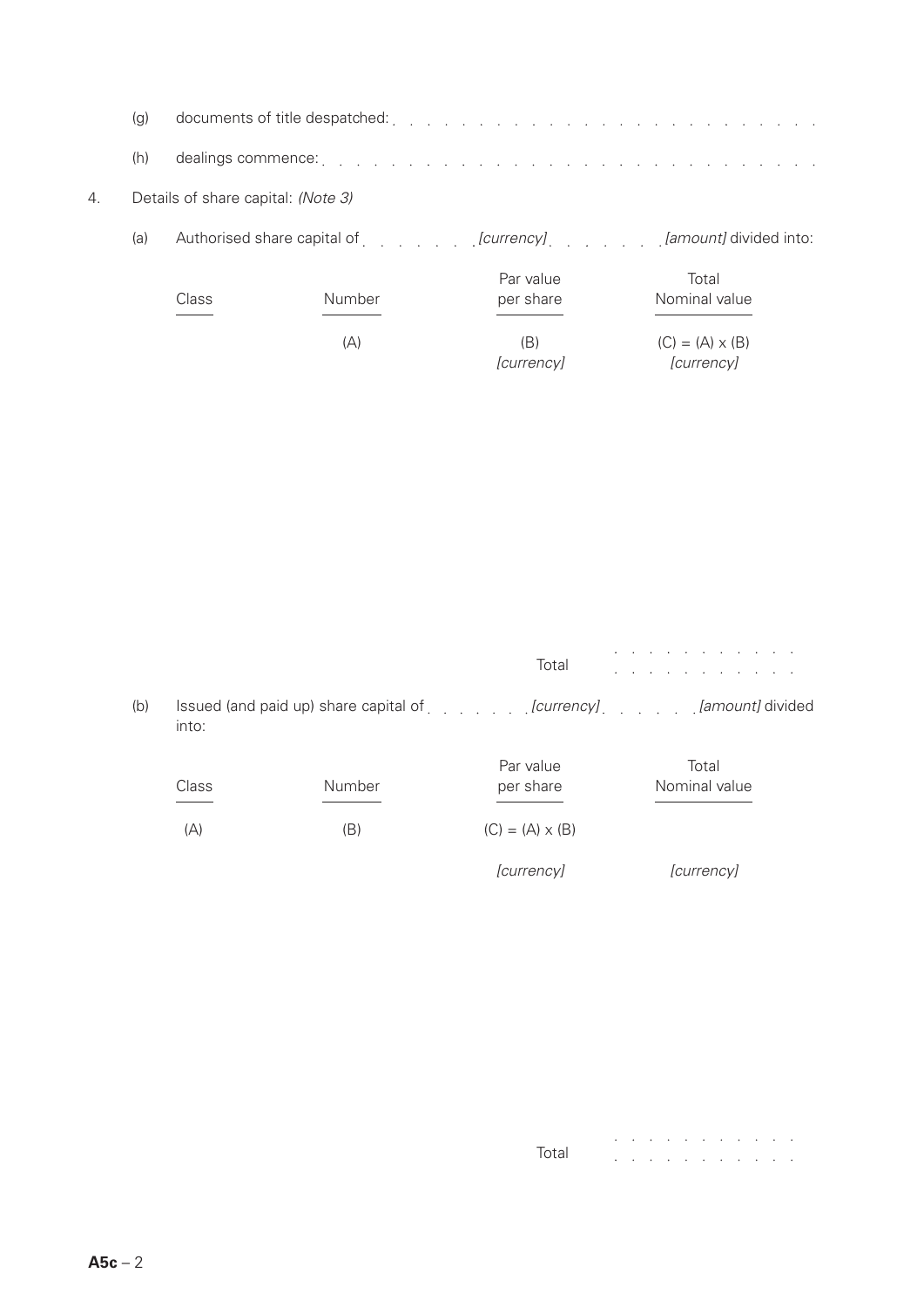(g) documents of title despatched: . . . . . . . . . . . . . . . . . . . . . . . . . .

(h) dealings commence: . . . . . . . . . . . . . . . . . . . . . . . . . . . . .

4. Details of share capital: *(Note 3)*

(a) Authorised share capital of . . . . . . . *[currency]* . . . . . . . *[amount]* divided into:

| Class | Number | Par value per share | Total Nominal value |
|---|---|---|---|
| | (A) | (B) *[currency]* | (C) = (A) x (B) *[currency]* |
| | | | |
| | | Total | . . . . . . . . . . . . |

(b) Issued (and paid up) share capital of . . . . . . . *[currency]* . . . . . . . *[amount]* divided into:

| Class | Number | Par value per share | Total Nominal value |
|---|---|---|---|
| (A) | (B) | (C) = (A) x (B) | |
| | | *[currency]* | *[currency]* |
| | | | |
| | | Total | . . . . . . . . . . . . |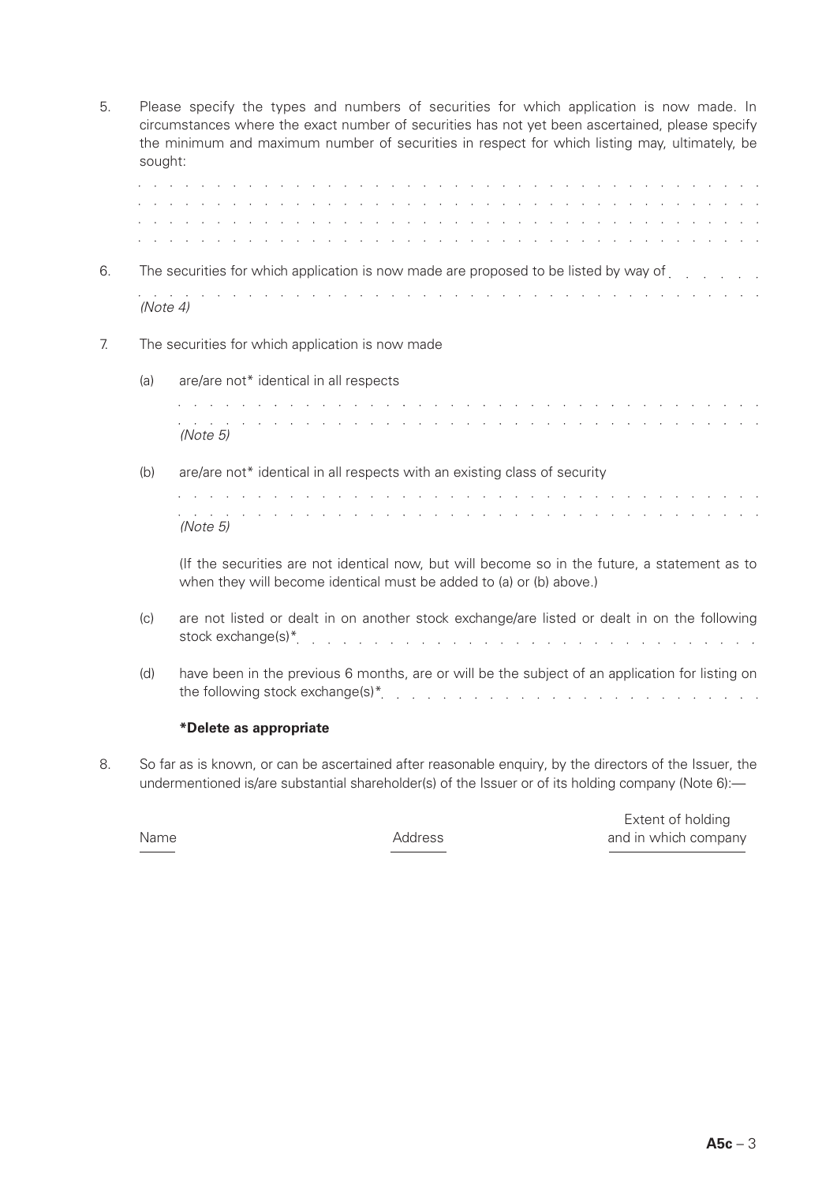5. Please specify the types and numbers of securities for which application is now made. In circumstances where the exact number of securities has not yet been ascertained, please specify the minimum and maximum number of securities in respect for which listing may, ultimately, be sought:

. . . . . . . . . . . . . . . . . . . . . . . . . . . . . . . . . . . . . . . . . . . .
. . . . . . . . . . . . . . . . . . . . . . . . . . . . . . . . . . . . . . . . . . . .
. . . . . . . . . . . . . . . . . . . . . . . . . . . . . . . . . . . . . . . . . . . .
. . . . . . . . . . . . . . . . . . . . . . . . . . . . . . . . . . . . . . . . . . . .

6. The securities for which application is now made are proposed to be listed by way of . . . . . . .
. . . . . . . . . . . . . . . . . . . . . . . . . . . . . . . . . . . . . . . . . . . .
*(Note 4)*

7. The securities for which application is now made

   (a) are/are not* identical in all respects

   . . . . . . . . . . . . . . . . . . . . . . . . . . . . . . . . . . . . . . . . .
   . . . . . . . . . . . . . . . . . . . . . . . . . . . . . . . . . . . . . . . . .
   *(Note 5)*

   (b) are/are not* identical in all respects with an existing class of security

   . . . . . . . . . . . . . . . . . . . . . . . . . . . . . . . . . . . . . . . . .
   . . . . . . . . . . . . . . . . . . . . . . . . . . . . . . . . . . . . . . . . .
   *(Note 5)*

   (If the securities are not identical now, but will become so in the future, a statement as to when they will become identical must be added to (a) or (b) above.)

   (c) are not listed or dealt in on another stock exchange/are listed or dealt in on the following stock exchange(s)* . . . . . . . . . . . . . . . . . . . . . . . . . . . . . .

   (d) have been in the previous 6 months, are or will be the subject of an application for listing on the following stock exchange(s)* . . . . . . . . . . . . . . . . . . . . . . . . .

   **\*Delete as appropriate**

8. So far as is known, or can be ascertained after reasonable enquiry, by the directors of the Issuer, the undermentioned is/are substantial shareholder(s) of the Issuer or of its holding company (Note 6):—

| Name | Address | Extent of holding and in which company |
|---|---|---|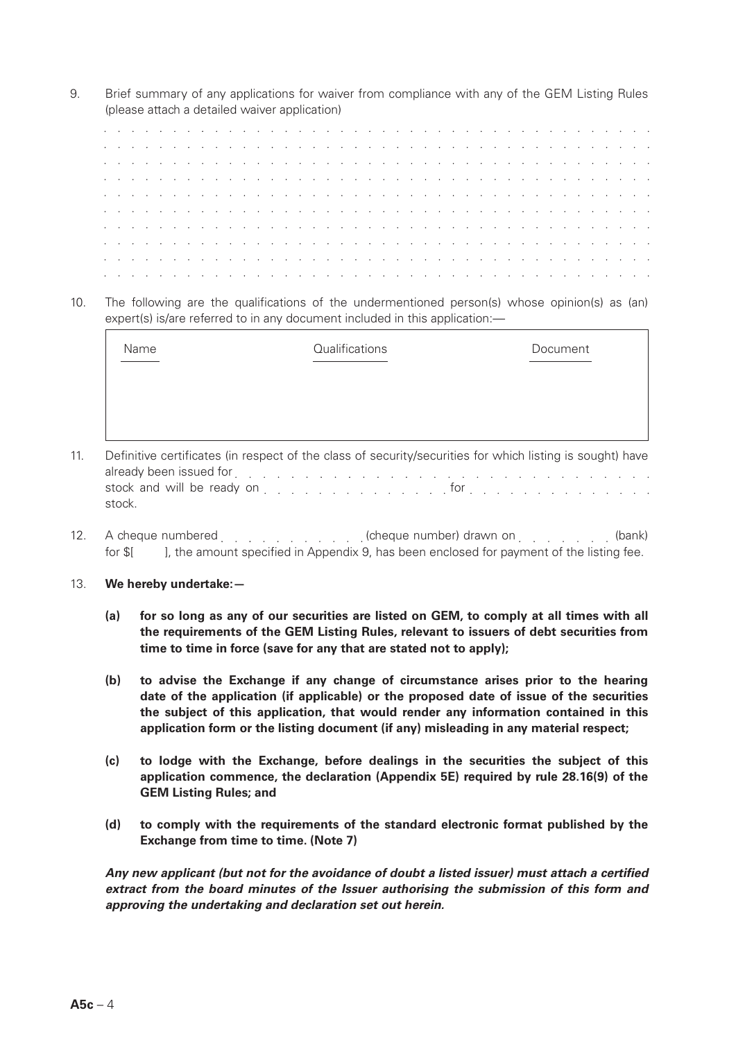9. Brief summary of any applications for waiver from compliance with any of the GEM Listing Rules (please attach a detailed waiver application)

. . . . . . . . . . . . . . . . . . . . . . . . . . . . . . . . . . . . . . . . . . . . .
. . . . . . . . . . . . . . . . . . . . . . . . . . . . . . . . . . . . . . . . . . . . .
. . . . . . . . . . . . . . . . . . . . . . . . . . . . . . . . . . . . . . . . . . . . .
. . . . . . . . . . . . . . . . . . . . . . . . . . . . . . . . . . . . . . . . . . . . .
. . . . . . . . . . . . . . . . . . . . . . . . . . . . . . . . . . . . . . . . . . . . .
. . . . . . . . . . . . . . . . . . . . . . . . . . . . . . . . . . . . . . . . . . . . .
. . . . . . . . . . . . . . . . . . . . . . . . . . . . . . . . . . . . . . . . . . . . .
. . . . . . . . . . . . . . . . . . . . . . . . . . . . . . . . . . . . . . . . . . . . .
. . . . . . . . . . . . . . . . . . . . . . . . . . . . . . . . . . . . . . . . . . . . .
. . . . . . . . . . . . . . . . . . . . . . . . . . . . . . . . . . . . . . . . . . . . .

10. The following are the qualifications of the undermentioned person(s) whose opinion(s) as (an) expert(s) is/are referred to in any document included in this application:—

| Name | Qualifications | Document |
|---|---|---|
| | | |

11. Definitive certificates (in respect of the class of security/securities for which listing is sought) have already been issued for . . . . . . . . . . . . . . . . . . . . . . . . . . . . . . stock and will be ready on . . . . . . . . . . . . . . . for . . . . . . . . . . . . . . . stock.

12. A cheque numbered . . . . . . . . . . . . (cheque number) drawn on . . . . . . . . . (bank) for $[ &nbsp;&nbsp;&nbsp; ], the amount specified in Appendix 9, has been enclosed for payment of the listing fee.

13. **We hereby undertake:—**

   **(a) for so long as any of our securities are listed on GEM, to comply at all times with all the requirements of the GEM Listing Rules, relevant to issuers of debt securities from time to time in force (save for any that are stated not to apply);**

   **(b) to advise the Exchange if any change of circumstance arises prior to the hearing date of the application (if applicable) or the proposed date of issue of the securities the subject of this application, that would render any information contained in this application form or the listing document (if any) misleading in any material respect;**

   **(c) to lodge with the Exchange, before dealings in the securities the subject of this application commence, the declaration (Appendix 5E) required by rule 28.16(9) of the GEM Listing Rules; and**

   **(d) to comply with the requirements of the standard electronic format published by the Exchange from time to time. (Note 7)**

   ***Any new applicant (but not for the avoidance of doubt a listed issuer) must attach a certified extract from the board minutes of the Issuer authorising the submission of this form and approving the undertaking and declaration set out herein.***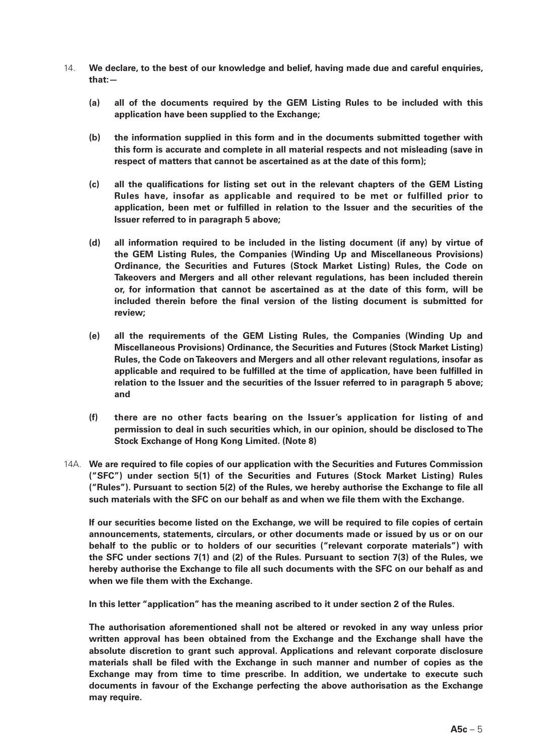14. **We declare, to the best of our knowledge and belief, having made due and careful enquiries, that:—**

    **(a) all of the documents required by the GEM Listing Rules to be included with this application have been supplied to the Exchange;**

    **(b) the information supplied in this form and in the documents submitted together with this form is accurate and complete in all material respects and not misleading (save in respect of matters that cannot be ascertained as at the date of this form);**

    **(c) all the qualifications for listing set out in the relevant chapters of the GEM Listing Rules have, insofar as applicable and required to be met or fulfilled prior to application, been met or fulfilled in relation to the Issuer and the securities of the Issuer referred to in paragraph 5 above;**

    **(d) all information required to be included in the listing document (if any) by virtue of the GEM Listing Rules, the Companies (Winding Up and Miscellaneous Provisions) Ordinance, the Securities and Futures (Stock Market Listing) Rules, the Code on Takeovers and Mergers and all other relevant regulations, has been included therein or, for information that cannot be ascertained as at the date of this form, will be included therein before the final version of the listing document is submitted for review;**

    **(e) all the requirements of the GEM Listing Rules, the Companies (Winding Up and Miscellaneous Provisions) Ordinance, the Securities and Futures (Stock Market Listing) Rules, the Code on Takeovers and Mergers and all other relevant regulations, insofar as applicable and required to be fulfilled at the time of application, have been fulfilled in relation to the Issuer and the securities of the Issuer referred to in paragraph 5 above; and**

    **(f) there are no other facts bearing on the Issuer's application for listing of and permission to deal in such securities which, in our opinion, should be disclosed to The Stock Exchange of Hong Kong Limited. (Note 8)**

14A. **We are required to file copies of our application with the Securities and Futures Commission ("SFC") under section 5(1) of the Securities and Futures (Stock Market Listing) Rules ("Rules"). Pursuant to section 5(2) of the Rules, we hereby authorise the Exchange to file all such materials with the SFC on our behalf as and when we file them with the Exchange.**

    **If our securities become listed on the Exchange, we will be required to file copies of certain announcements, statements, circulars, or other documents made or issued by us or on our behalf to the public or to holders of our securities ("relevant corporate materials") with the SFC under sections 7(1) and (2) of the Rules. Pursuant to section 7(3) of the Rules, we hereby authorise the Exchange to file all such documents with the SFC on our behalf as and when we file them with the Exchange.**

    **In this letter "application" has the meaning ascribed to it under section 2 of the Rules.**

    **The authorisation aforementioned shall not be altered or revoked in any way unless prior written approval has been obtained from the Exchange and the Exchange shall have the absolute discretion to grant such approval. Applications and relevant corporate disclosure materials shall be filed with the Exchange in such manner and number of copies as the Exchange may from time to time prescribe. In addition, we undertake to execute such documents in favour of the Exchange perfecting the above authorisation as the Exchange may require.**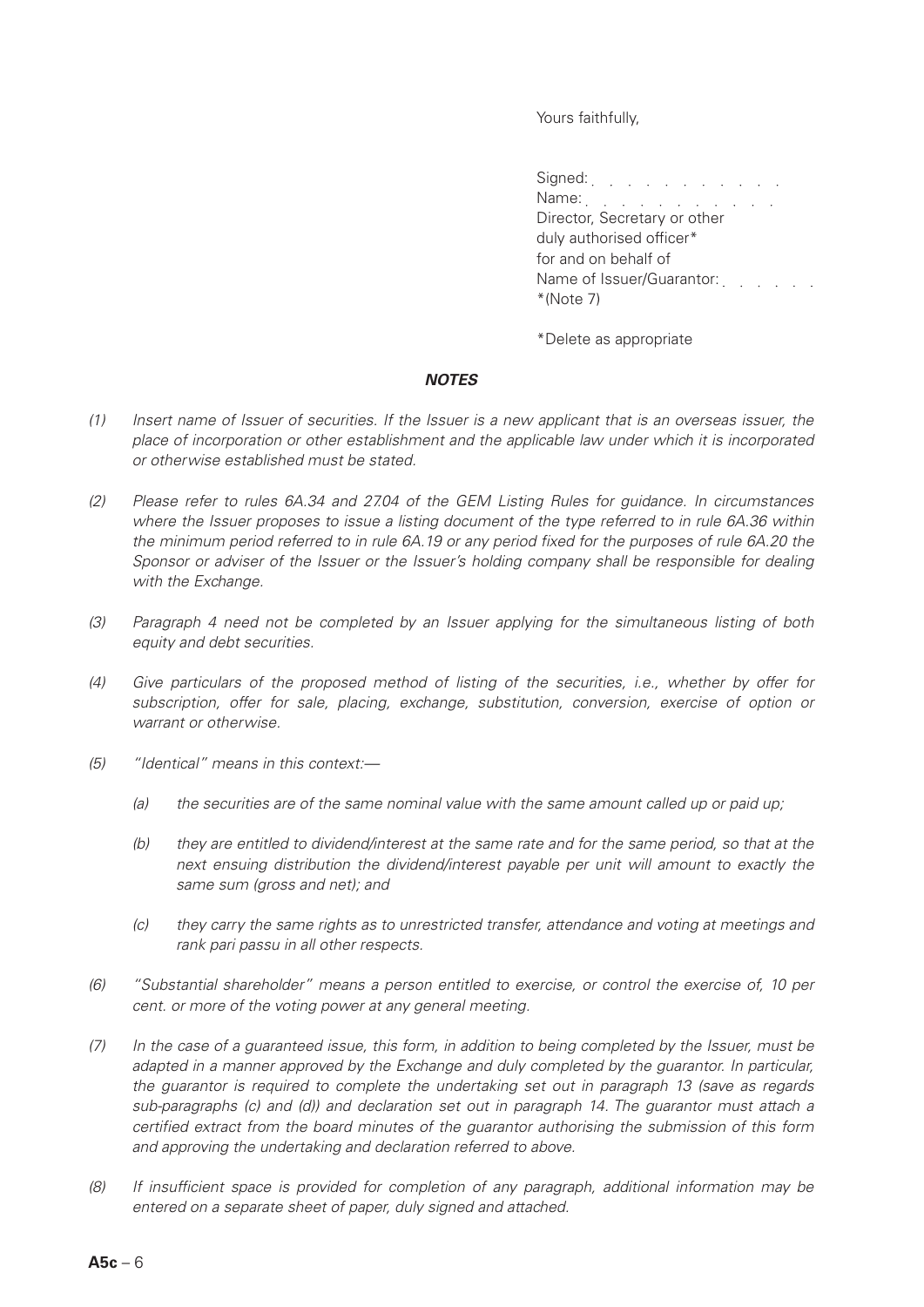Yours faithfully,

Signed: . . . . . . . . . . .
Name: . . . . . . . . . . .
Director, Secretary or other duly authorised officer*
for and on behalf of
Name of Issuer/Guarantor: . . . . . .
*(Note 7)

*Delete as appropriate

***NOTES***

*(1) Insert name of Issuer of securities. If the Issuer is a new applicant that is an overseas issuer, the place of incorporation or other establishment and the applicable law under which it is incorporated or otherwise established must be stated.*

*(2) Please refer to rules 6A.34 and 27.04 of the GEM Listing Rules for guidance. In circumstances where the Issuer proposes to issue a listing document of the type referred to in rule 6A.36 within the minimum period referred to in rule 6A.19 or any period fixed for the purposes of rule 6A.20 the Sponsor or adviser of the Issuer or the Issuer's holding company shall be responsible for dealing with the Exchange.*

*(3) Paragraph 4 need not be completed by an Issuer applying for the simultaneous listing of both equity and debt securities.*

*(4) Give particulars of the proposed method of listing of the securities, i.e., whether by offer for subscription, offer for sale, placing, exchange, substitution, conversion, exercise of option or warrant or otherwise.*

*(5) "Identical" means in this context:—*

*(a) the securities are of the same nominal value with the same amount called up or paid up;*

*(b) they are entitled to dividend/interest at the same rate and for the same period, so that at the next ensuing distribution the dividend/interest payable per unit will amount to exactly the same sum (gross and net); and*

*(c) they carry the same rights as to unrestricted transfer, attendance and voting at meetings and rank pari passu in all other respects.*

*(6) "Substantial shareholder" means a person entitled to exercise, or control the exercise of, 10 per cent. or more of the voting power at any general meeting.*

*(7) In the case of a guaranteed issue, this form, in addition to being completed by the Issuer, must be adapted in a manner approved by the Exchange and duly completed by the guarantor. In particular, the guarantor is required to complete the undertaking set out in paragraph 13 (save as regards sub-paragraphs (c) and (d)) and declaration set out in paragraph 14. The guarantor must attach a certified extract from the board minutes of the guarantor authorising the submission of this form and approving the undertaking and declaration referred to above.*

*(8) If insufficient space is provided for completion of any paragraph, additional information may be entered on a separate sheet of paper, duly signed and attached.*